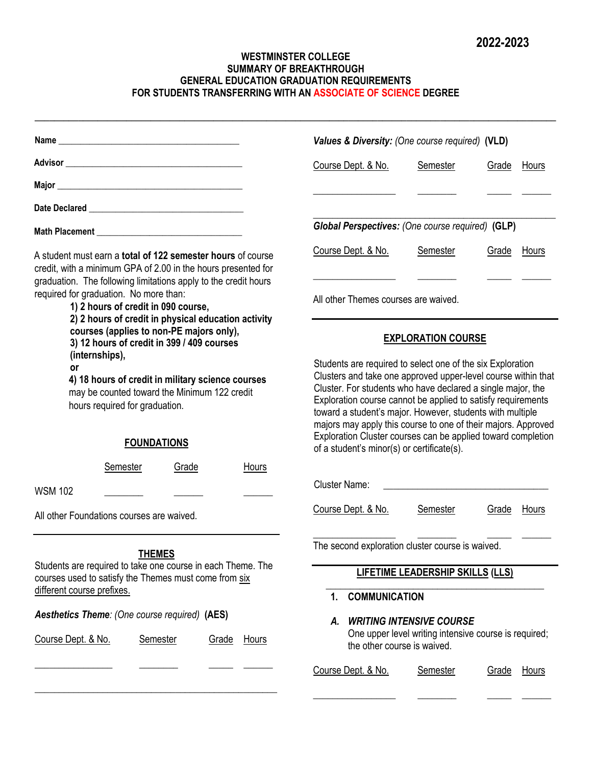2022-2023

# WESTMINSTER COLLEGE
## SUMMARY OF BREAKTHROUGH
## GENERAL EDUCATION GRADUATION REQUIREMENTS
## FOR STUDENTS TRANSFERRING WITH AN ASSOCIATE OF SCIENCE DEGREE

**Name** ________________________________

**Advisor** ________________________________

**Major** ________________________________

**Date Declared** ________________________________

**Math Placement** ________________________________

A student must earn a **total of 122 semester hours** of course credit, with a minimum GPA of 2.00 in the hours presented for graduation. The following limitations apply to the credit hours required for graduation. No more than:

**1) 2 hours of credit in 090 course,**
**2) 2 hours of credit in physical education activity courses (applies to non-PE majors only),**
**3) 12 hours of credit in 399 / 409 courses (internships),**
**or**
**4) 18 hours of credit in military science courses** may be counted toward the Minimum 122 credit hours required for graduation.

## FOUNDATIONS

| | Semester | Grade | Hours |
|---|---|---|---|
| WSM 102 | ________ | ______ | ______ |

All other Foundations courses are waived.

## THEMES

Students are required to take one course in each Theme. The courses used to satisfy the Themes must come from six different course prefixes.

***Aesthetics Theme**: (One course required)* **(AES)**

| Course Dept. & No. | Semester | Grade | Hours |
|---|---|---|---|
| ________________ | ________ | _____ | ______ |

***Values & Diversity:** (One course required)* **(VLD)**

| Course Dept. & No. | Semester | Grade | Hours |
|---|---|---|---|
| ________________ | ________ | _____ | ______ |

***Global Perspectives:** (One course required)* **(GLP)**

| Course Dept. & No. | Semester | Grade | Hours |
|---|---|---|---|
| ________________ | ________ | _____ | ______ |

All other Themes courses are waived.

## EXPLORATION COURSE

Students are required to select one of the six Exploration Clusters and take one approved upper-level course within that Cluster. For students who have declared a single major, the Exploration course cannot be applied to satisfy requirements toward a student's major. However, students with multiple majors may apply this course to one of their majors. Approved Exploration Cluster courses can be applied toward completion of a student's minor(s) or certificate(s).

Cluster Name: ________________________________

| Course Dept. & No. | Semester | Grade | Hours |
|---|---|---|---|
| ________________ | ________ | _____ | ______ |

The second exploration cluster course is waived.

## LIFETIME LEADERSHIP SKILLS (LLS)

### 1. COMMUNICATION

***A. WRITING INTENSIVE COURSE***

One upper level writing intensive course is required; the other course is waived.

| Course Dept. & No. | Semester | Grade | Hours |
|---|---|---|---|
| ________________ | ________ | _____ | ______ |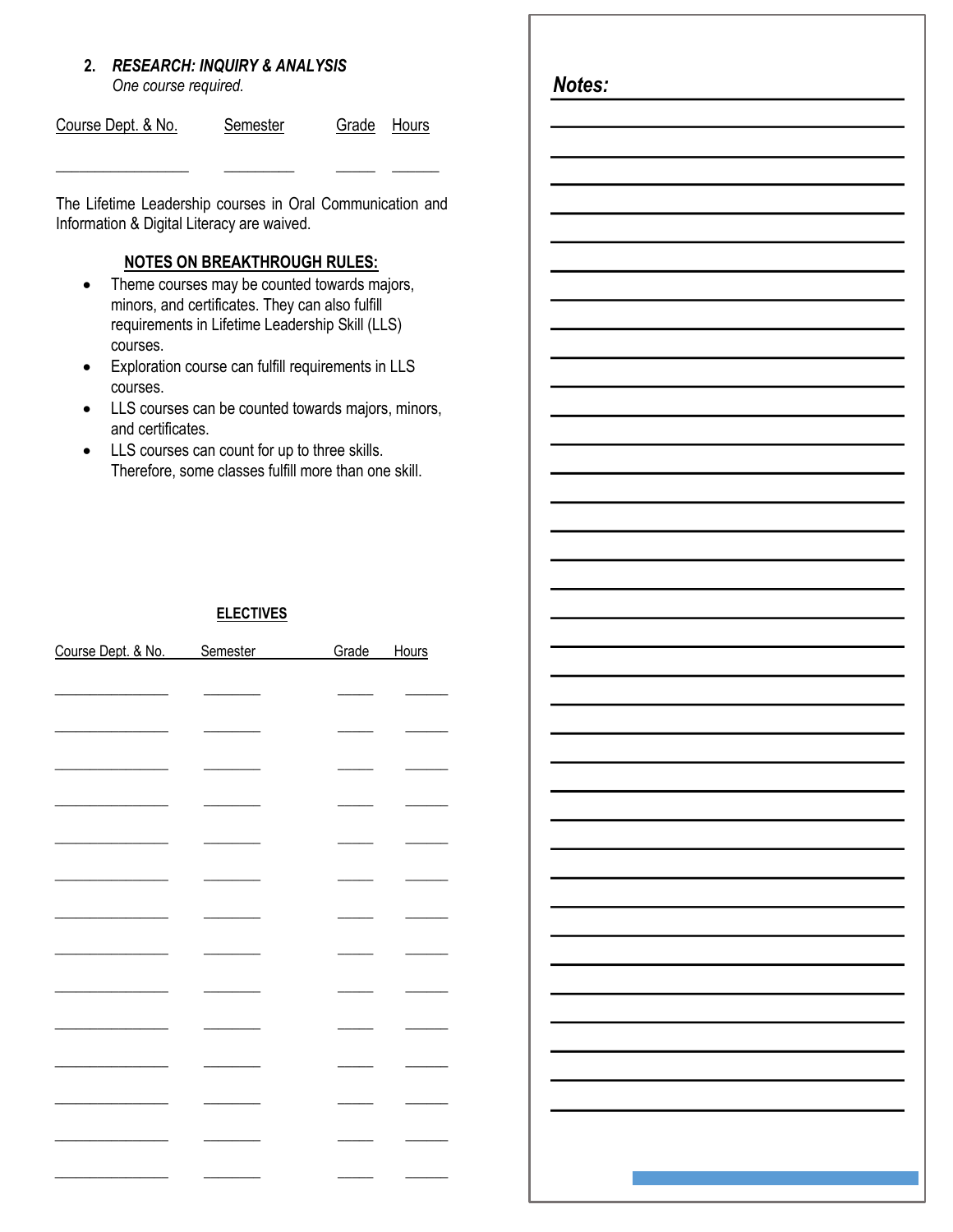2. ***RESEARCH: INQUIRY & ANALYSIS***
   *One course required.*

| Course Dept. & No. | Semester | Grade | Hours |
| --- | --- | --- | --- |
| | | | |

The Lifetime Leadership courses in Oral Communication and Information & Digital Literacy are waived.

**NOTES ON BREAKTHROUGH RULES:**

- Theme courses may be counted towards majors, minors, and certificates. They can also fulfill requirements in Lifetime Leadership Skill (LLS) courses.
- Exploration course can fulfill requirements in LLS courses.
- LLS courses can be counted towards majors, minors, and certificates.
- LLS courses can count for up to three skills. Therefore, some classes fulfill more than one skill.

**ELECTIVES**

| Course Dept. & No. | Semester | Grade | Hours |
| --- | --- | --- | --- |
| | | | |
| | | | |
| | | | |
| | | | |
| | | | |
| | | | |
| | | | |
| | | | |
| | | | |
| | | | |
| | | | |
| | | | |
| | | | |
| | | | |

***Notes:***